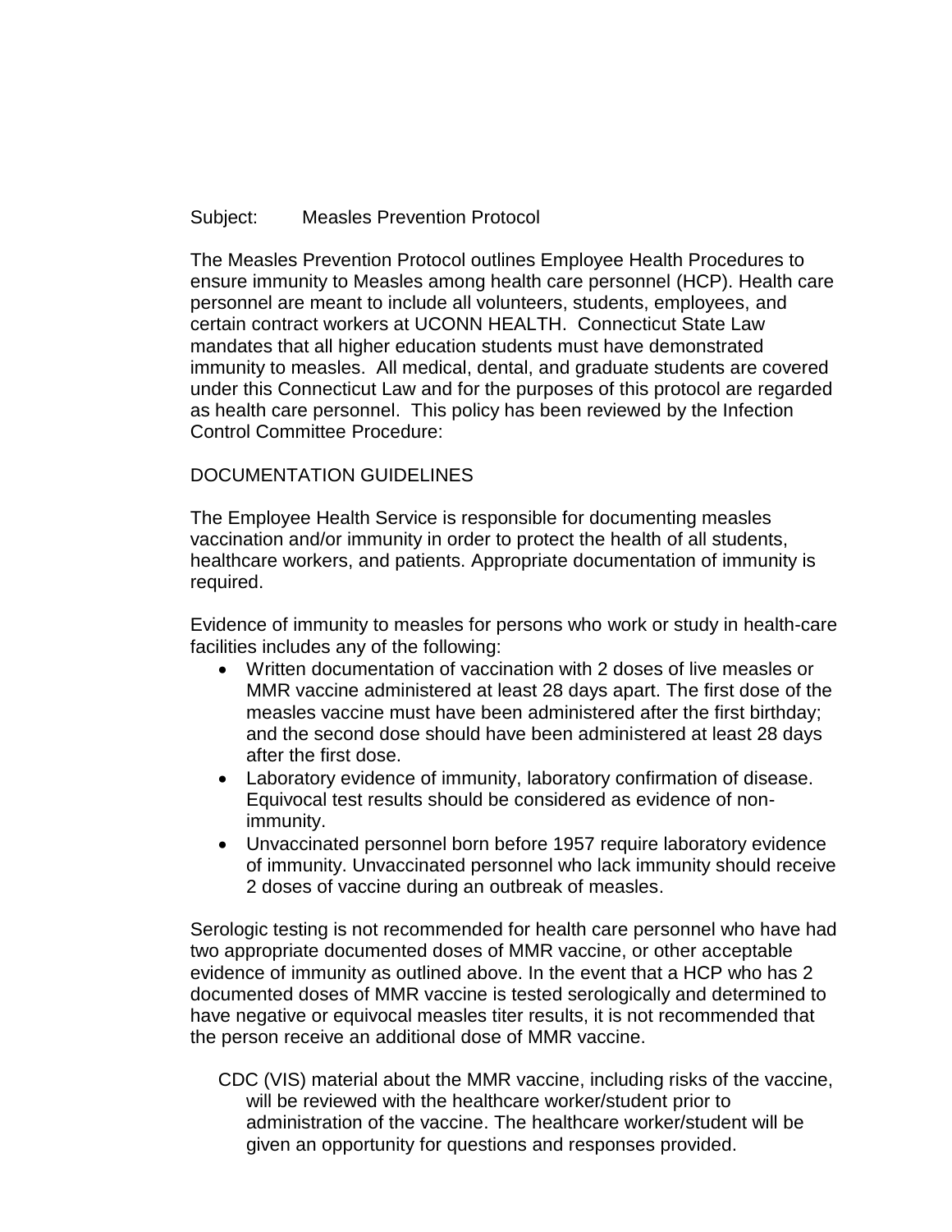Subject: Measles Prevention Protocol

The Measles Prevention Protocol outlines Employee Health Procedures to ensure immunity to Measles among health care personnel (HCP). Health care personnel are meant to include all volunteers, students, employees, and certain contract workers at UCONN HEALTH. Connecticut State Law mandates that all higher education students must have demonstrated immunity to measles. All medical, dental, and graduate students are covered under this Connecticut Law and for the purposes of this protocol are regarded as health care personnel. This policy has been reviewed by the Infection Control Committee Procedure:

DOCUMENTATION GUIDELINES

The Employee Health Service is responsible for documenting measles vaccination and/or immunity in order to protect the health of all students, healthcare workers, and patients. Appropriate documentation of immunity is required.

Evidence of immunity to measles for persons who work or study in health-care facilities includes any of the following:

- Written documentation of vaccination with 2 doses of live measles or MMR vaccine administered at least 28 days apart. The first dose of the measles vaccine must have been administered after the first birthday; and the second dose should have been administered at least 28 days after the first dose.
- Laboratory evidence of immunity, laboratory confirmation of disease. Equivocal test results should be considered as evidence of non-immunity.
- Unvaccinated personnel born before 1957 require laboratory evidence of immunity. Unvaccinated personnel who lack immunity should receive 2 doses of vaccine during an outbreak of measles.

Serologic testing is not recommended for health care personnel who have had two appropriate documented doses of MMR vaccine, or other acceptable evidence of immunity as outlined above. In the event that a HCP who has 2 documented doses of MMR vaccine is tested serologically and determined to have negative or equivocal measles titer results, it is not recommended that the person receive an additional dose of MMR vaccine.

CDC (VIS) material about the MMR vaccine, including risks of the vaccine, will be reviewed with the healthcare worker/student prior to administration of the vaccine. The healthcare worker/student will be given an opportunity for questions and responses provided.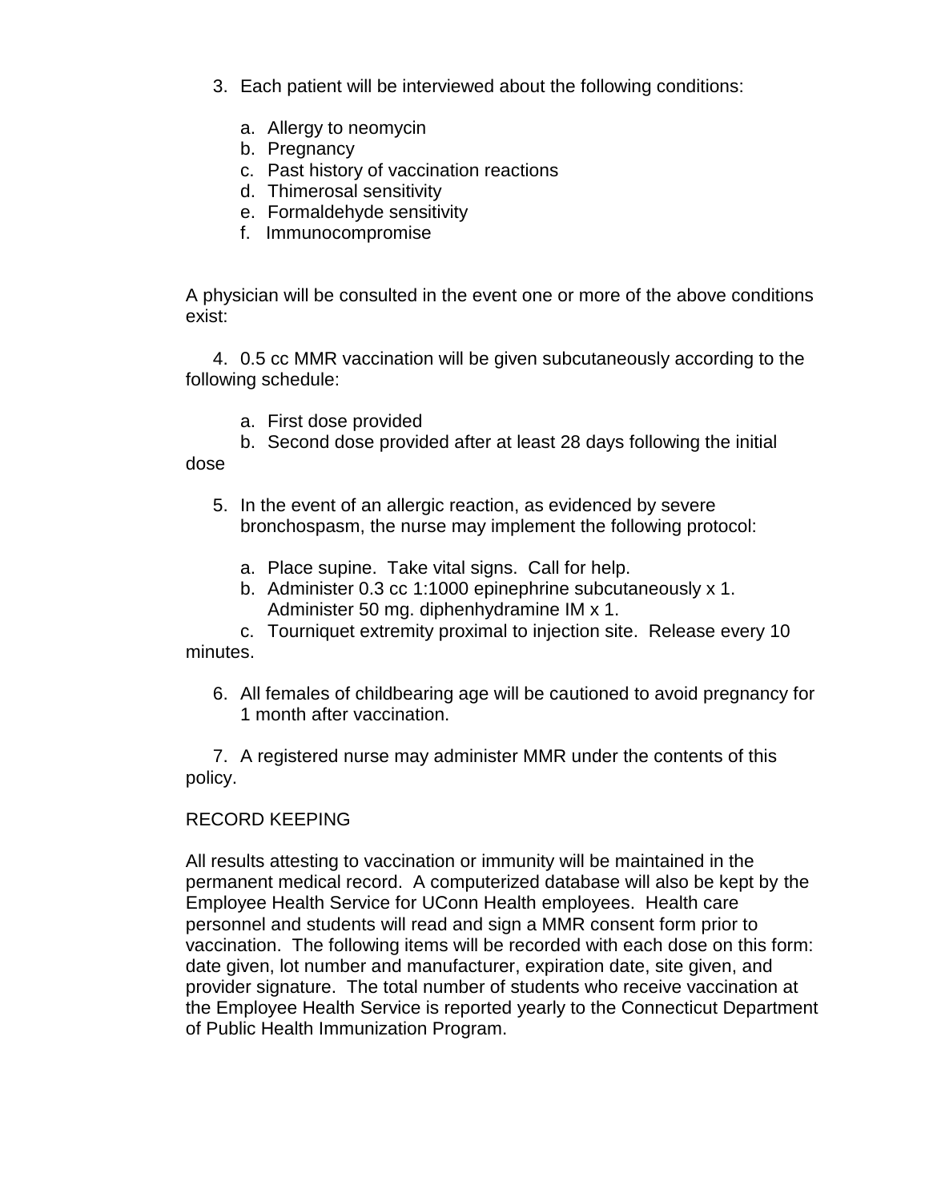3. Each patient will be interviewed about the following conditions:

   a. Allergy to neomycin
   b. Pregnancy
   c. Past history of vaccination reactions
   d. Thimerosal sensitivity
   e. Formaldehyde sensitivity
   f. Immunocompromise

A physician will be consulted in the event one or more of the above conditions exist:

4. 0.5 cc MMR vaccination will be given subcutaneously according to the following schedule:

   a. First dose provided
   b. Second dose provided after at least 28 days following the initial dose

5. In the event of an allergic reaction, as evidenced by severe bronchospasm, the nurse may implement the following protocol:

   a. Place supine. Take vital signs. Call for help.
   b. Administer 0.3 cc 1:1000 epinephrine subcutaneously x 1. Administer 50 mg. diphenhydramine IM x 1.
   c. Tourniquet extremity proximal to injection site. Release every 10 minutes.

6. All females of childbearing age will be cautioned to avoid pregnancy for 1 month after vaccination.

7. A registered nurse may administer MMR under the contents of this policy.

RECORD KEEPING

All results attesting to vaccination or immunity will be maintained in the permanent medical record. A computerized database will also be kept by the Employee Health Service for UConn Health employees. Health care personnel and students will read and sign a MMR consent form prior to vaccination. The following items will be recorded with each dose on this form: date given, lot number and manufacturer, expiration date, site given, and provider signature. The total number of students who receive vaccination at the Employee Health Service is reported yearly to the Connecticut Department of Public Health Immunization Program.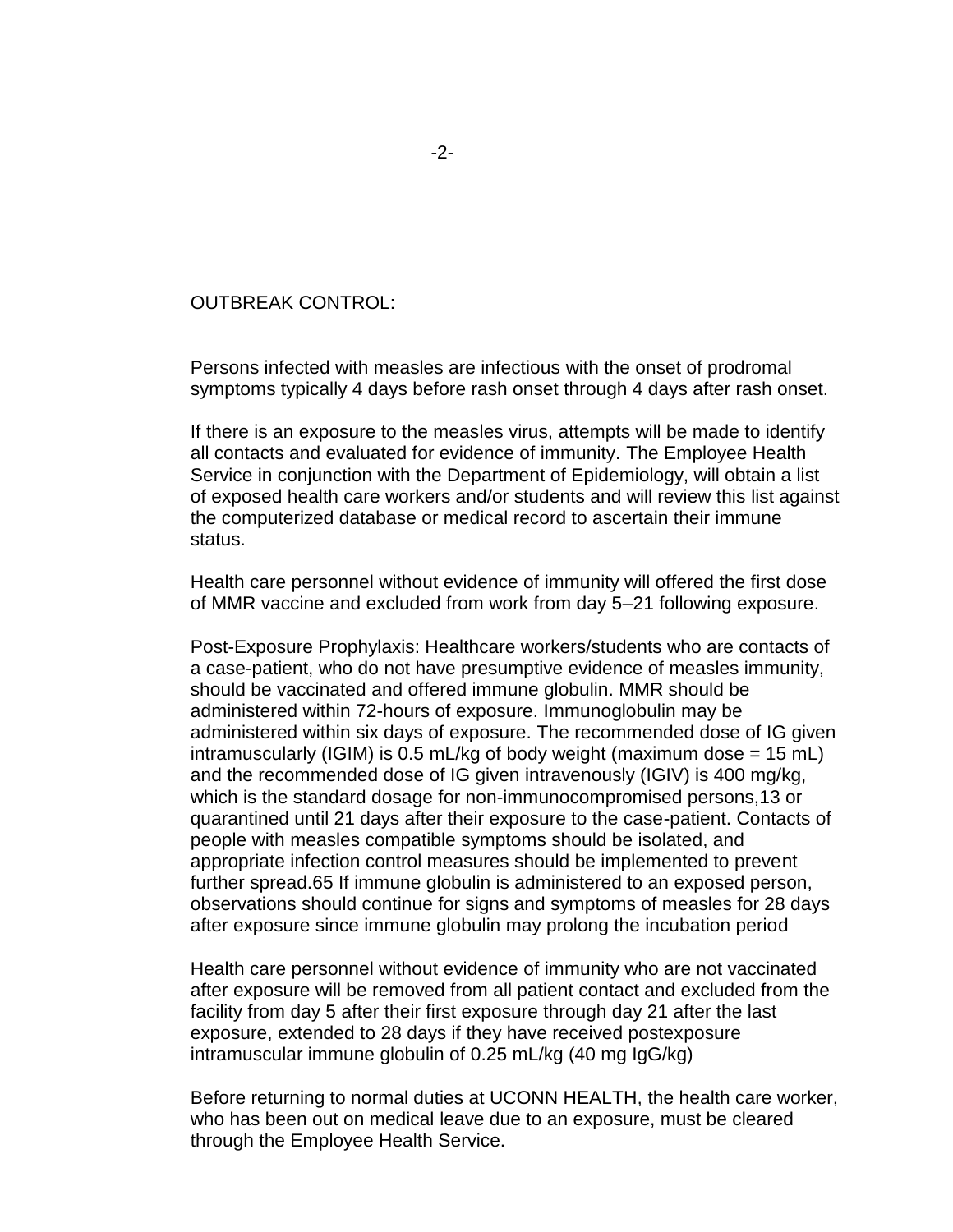## OUTBREAK CONTROL:

Persons infected with measles are infectious with the onset of prodromal symptoms typically 4 days before rash onset through 4 days after rash onset.

If there is an exposure to the measles virus, attempts will be made to identify all contacts and evaluated for evidence of immunity. The Employee Health Service in conjunction with the Department of Epidemiology, will obtain a list of exposed health care workers and/or students and will review this list against the computerized database or medical record to ascertain their immune status.

Health care personnel without evidence of immunity will offered the first dose of MMR vaccine and excluded from work from day 5–21 following exposure.

Post-Exposure Prophylaxis: Healthcare workers/students who are contacts of a case-patient, who do not have presumptive evidence of measles immunity, should be vaccinated and offered immune globulin. MMR should be administered within 72-hours of exposure. Immunoglobulin may be administered within six days of exposure. The recommended dose of IG given intramuscularly (IGIM) is 0.5 mL/kg of body weight (maximum dose = 15 mL) and the recommended dose of IG given intravenously (IGIV) is 400 mg/kg, which is the standard dosage for non-immunocompromised persons,13 or quarantined until 21 days after their exposure to the case-patient. Contacts of people with measles compatible symptoms should be isolated, and appropriate infection control measures should be implemented to prevent further spread.65 If immune globulin is administered to an exposed person, observations should continue for signs and symptoms of measles for 28 days after exposure since immune globulin may prolong the incubation period

Health care personnel without evidence of immunity who are not vaccinated after exposure will be removed from all patient contact and excluded from the facility from day 5 after their first exposure through day 21 after the last exposure, extended to 28 days if they have received postexposure intramuscular immune globulin of 0.25 mL/kg (40 mg IgG/kg)

Before returning to normal duties at UCONN HEALTH, the health care worker, who has been out on medical leave due to an exposure, must be cleared through the Employee Health Service.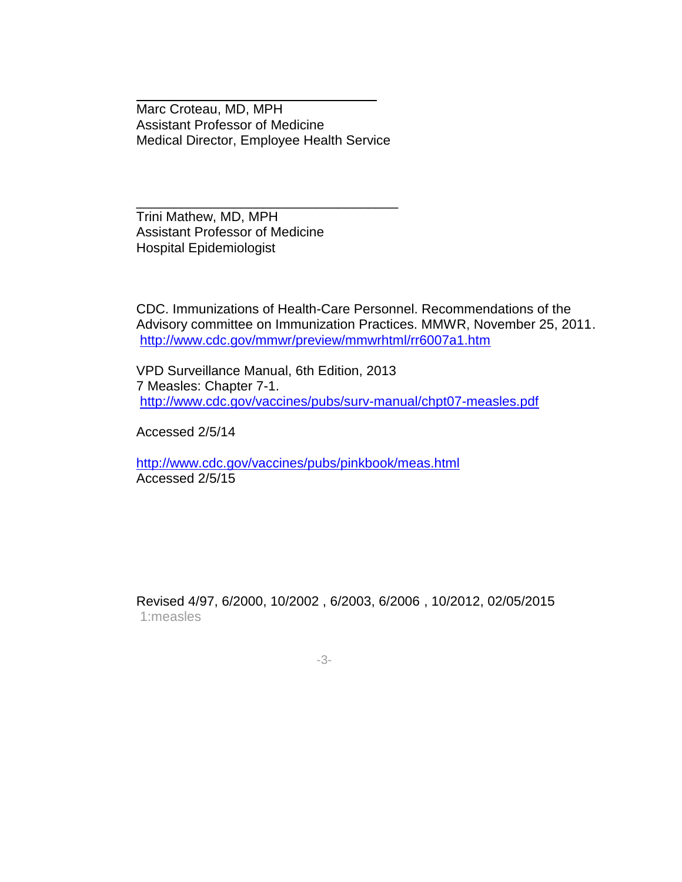\_\_\_\_\_\_\_\_\_\_\_\_\_\_\_\_\_\_\_\_\_\_\_\_\_\_\_\_\_\_\_\_

Marc Croteau, MD, MPH
Assistant Professor of Medicine
Medical Director, Employee Health Service

\_\_\_\_\_\_\_\_\_\_\_\_\_\_\_\_\_\_\_\_\_\_\_\_\_\_\_\_\_\_\_\_\_\_\_

Trini Mathew, MD, MPH
Assistant Professor of Medicine
Hospital Epidemiologist

CDC. Immunizations of Health-Care Personnel. Recommendations of the Advisory committee on Immunization Practices. MMWR, November 25, 2011. http://www.cdc.gov/mmwr/preview/mmwrhtml/rr6007a1.htm

VPD Surveillance Manual, 6th Edition, 2013
7 Measles: Chapter 7-1.
http://www.cdc.gov/vaccines/pubs/surv-manual/chpt07-measles.pdf

Accessed 2/5/14

http://www.cdc.gov/vaccines/pubs/pinkbook/meas.html
Accessed 2/5/15

Revised 4/97, 6/2000, 10/2002 , 6/2003, 6/2006 , 10/2012, 02/05/2015
1:measles